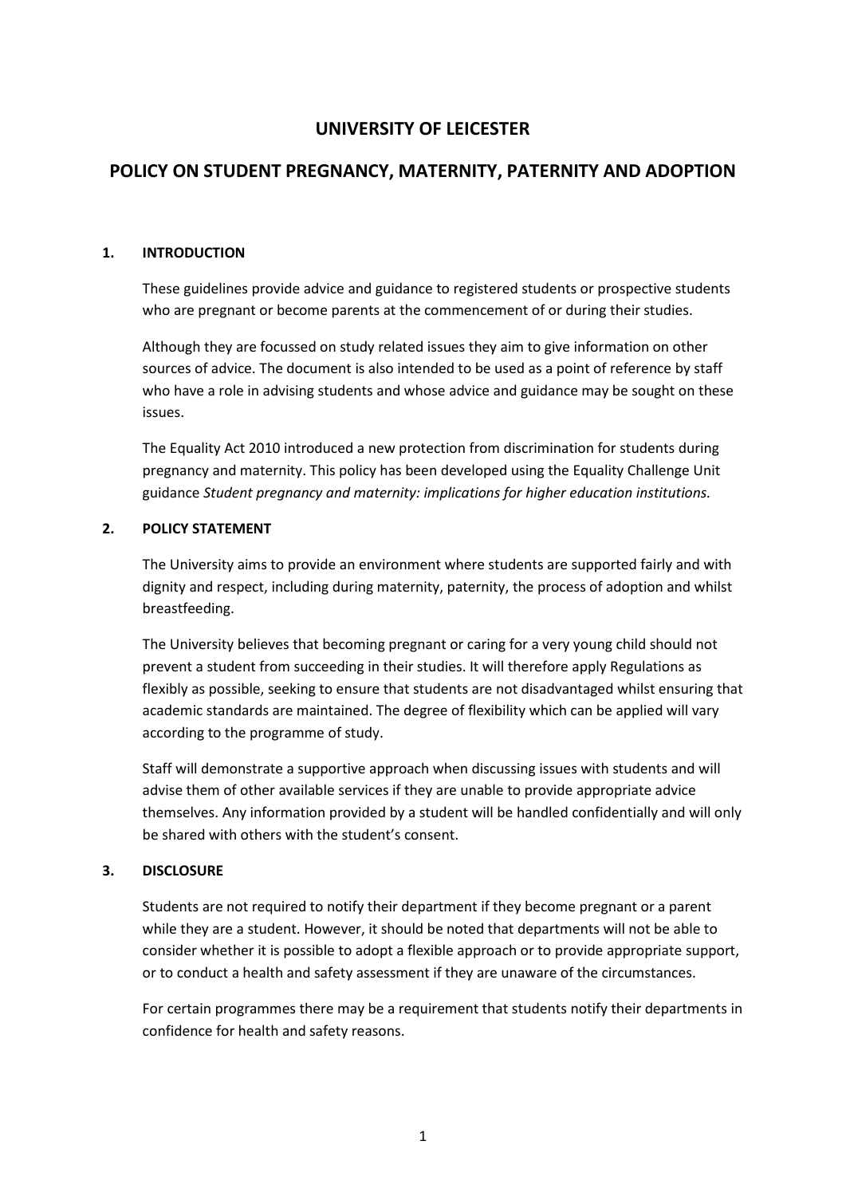# UNIVERSITY OF LEICESTER

# POLICY ON STUDENT PREGNANCY, MATERNITY, PATERNITY AND ADOPTION

## 1. INTRODUCTION

These guidelines provide advice and guidance to registered students or prospective students who are pregnant or become parents at the commencement of or during their studies.

Although they are focussed on study related issues they aim to give information on other sources of advice. The document is also intended to be used as a point of reference by staff who have a role in advising students and whose advice and guidance may be sought on these issues.

The Equality Act 2010 introduced a new protection from discrimination for students during pregnancy and maternity. This policy has been developed using the Equality Challenge Unit guidance *Student pregnancy and maternity: implications for higher education institutions.*

## 2. POLICY STATEMENT

The University aims to provide an environment where students are supported fairly and with dignity and respect, including during maternity, paternity, the process of adoption and whilst breastfeeding.

The University believes that becoming pregnant or caring for a very young child should not prevent a student from succeeding in their studies. It will therefore apply Regulations as flexibly as possible, seeking to ensure that students are not disadvantaged whilst ensuring that academic standards are maintained. The degree of flexibility which can be applied will vary according to the programme of study.

Staff will demonstrate a supportive approach when discussing issues with students and will advise them of other available services if they are unable to provide appropriate advice themselves. Any information provided by a student will be handled confidentially and will only be shared with others with the student's consent.

## 3. DISCLOSURE

Students are not required to notify their department if they become pregnant or a parent while they are a student. However, it should be noted that departments will not be able to consider whether it is possible to adopt a flexible approach or to provide appropriate support, or to conduct a health and safety assessment if they are unaware of the circumstances.

For certain programmes there may be a requirement that students notify their departments in confidence for health and safety reasons.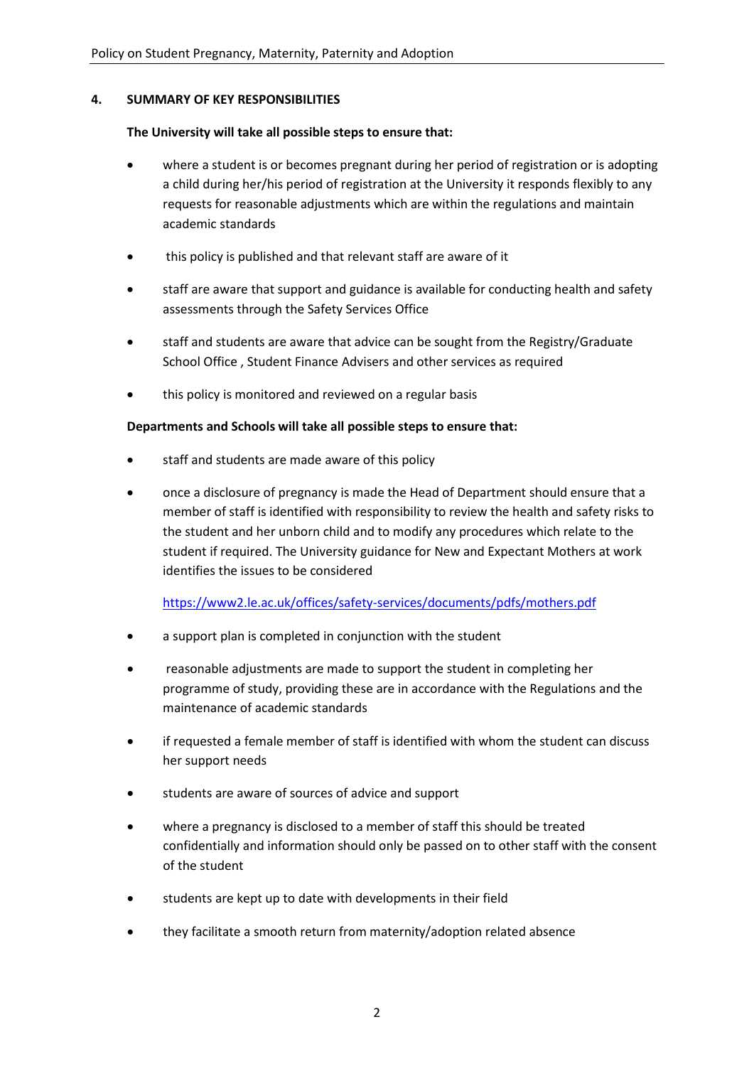## 4. SUMMARY OF KEY RESPONSIBILITIES

**The University will take all possible steps to ensure that:**

- where a student is or becomes pregnant during her period of registration or is adopting a child during her/his period of registration at the University it responds flexibly to any requests for reasonable adjustments which are within the regulations and maintain academic standards
- this policy is published and that relevant staff are aware of it
- staff are aware that support and guidance is available for conducting health and safety assessments through the Safety Services Office
- staff and students are aware that advice can be sought from the Registry/Graduate School Office , Student Finance Advisers and other services as required
- this policy is monitored and reviewed on a regular basis

**Departments and Schools will take all possible steps to ensure that:**

- staff and students are made aware of this policy
- once a disclosure of pregnancy is made the Head of Department should ensure that a member of staff is identified with responsibility to review the health and safety risks to the student and her unborn child and to modify any procedures which relate to the student if required. The University guidance for New and Expectant Mothers at work identifies the issues to be considered

  https://www2.le.ac.uk/offices/safety-services/documents/pdfs/mothers.pdf

- a support plan is completed in conjunction with the student
- reasonable adjustments are made to support the student in completing her programme of study, providing these are in accordance with the Regulations and the maintenance of academic standards
- if requested a female member of staff is identified with whom the student can discuss her support needs
- students are aware of sources of advice and support
- where a pregnancy is disclosed to a member of staff this should be treated confidentially and information should only be passed on to other staff with the consent of the student
- students are kept up to date with developments in their field
- they facilitate a smooth return from maternity/adoption related absence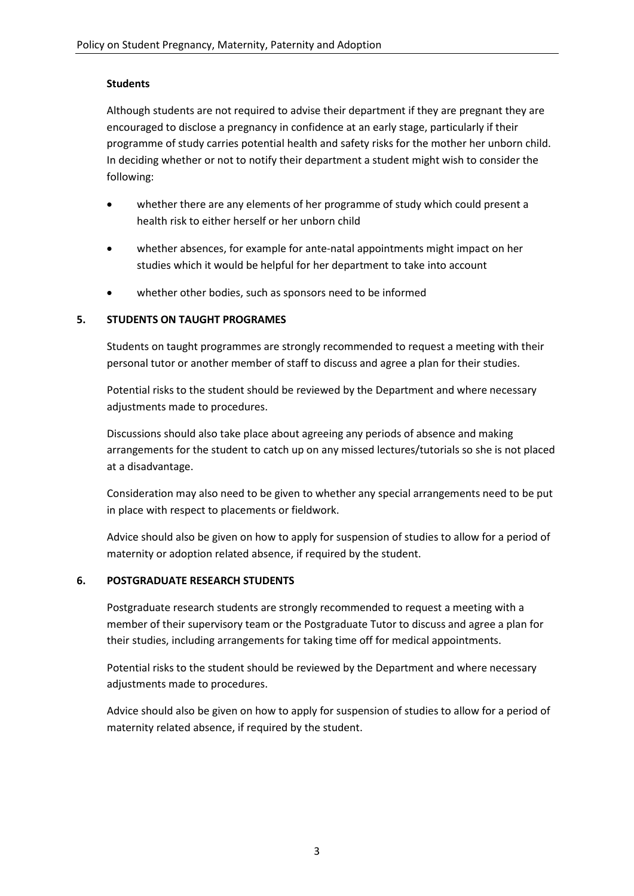**Students**

Although students are not required to advise their department if they are pregnant they are encouraged to disclose a pregnancy in confidence at an early stage, particularly if their programme of study carries potential health and safety risks for the mother her unborn child. In deciding whether or not to notify their department a student might wish to consider the following:

- whether there are any elements of her programme of study which could present a health risk to either herself or her unborn child
- whether absences, for example for ante-natal appointments might impact on her studies which it would be helpful for her department to take into account
- whether other bodies, such as sponsors need to be informed

## 5. STUDENTS ON TAUGHT PROGRAMES

Students on taught programmes are strongly recommended to request a meeting with their personal tutor or another member of staff to discuss and agree a plan for their studies.

Potential risks to the student should be reviewed by the Department and where necessary adjustments made to procedures.

Discussions should also take place about agreeing any periods of absence and making arrangements for the student to catch up on any missed lectures/tutorials so she is not placed at a disadvantage.

Consideration may also need to be given to whether any special arrangements need to be put in place with respect to placements or fieldwork.

Advice should also be given on how to apply for suspension of studies to allow for a period of maternity or adoption related absence, if required by the student.

## 6. POSTGRADUATE RESEARCH STUDENTS

Postgraduate research students are strongly recommended to request a meeting with a member of their supervisory team or the Postgraduate Tutor to discuss and agree a plan for their studies, including arrangements for taking time off for medical appointments.

Potential risks to the student should be reviewed by the Department and where necessary adjustments made to procedures.

Advice should also be given on how to apply for suspension of studies to allow for a period of maternity related absence, if required by the student.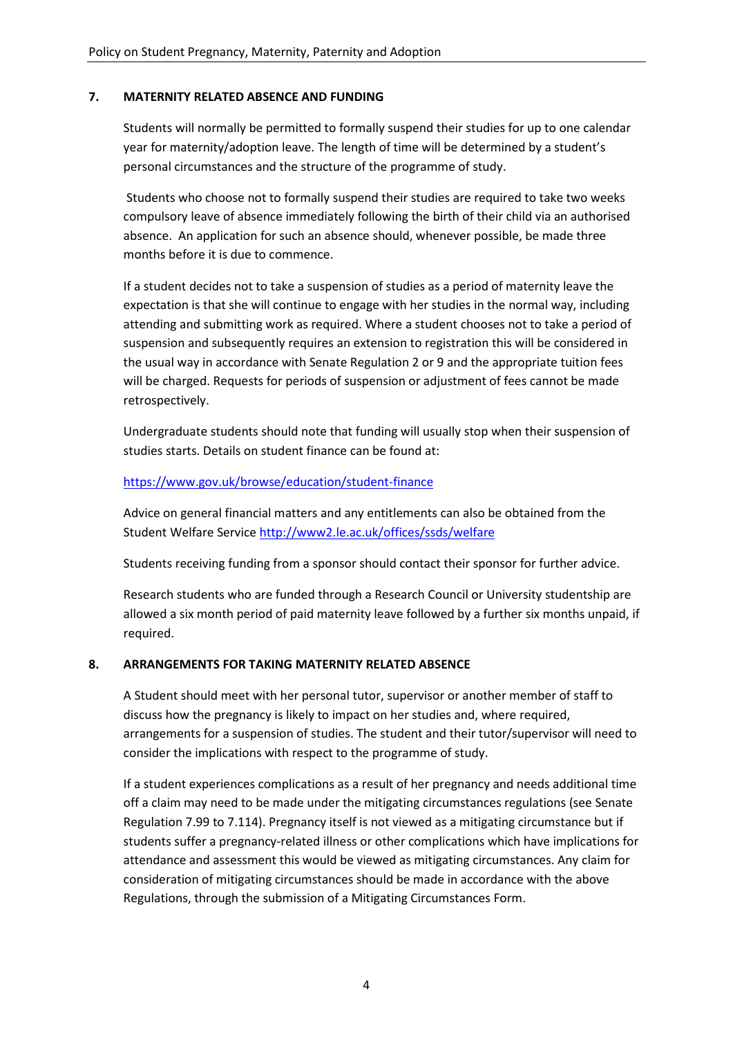## 7. MATERNITY RELATED ABSENCE AND FUNDING

Students will normally be permitted to formally suspend their studies for up to one calendar year for maternity/adoption leave. The length of time will be determined by a student's personal circumstances and the structure of the programme of study.

Students who choose not to formally suspend their studies are required to take two weeks compulsory leave of absence immediately following the birth of their child via an authorised absence. An application for such an absence should, whenever possible, be made three months before it is due to commence.

If a student decides not to take a suspension of studies as a period of maternity leave the expectation is that she will continue to engage with her studies in the normal way, including attending and submitting work as required. Where a student chooses not to take a period of suspension and subsequently requires an extension to registration this will be considered in the usual way in accordance with Senate Regulation 2 or 9 and the appropriate tuition fees will be charged. Requests for periods of suspension or adjustment of fees cannot be made retrospectively.

Undergraduate students should note that funding will usually stop when their suspension of studies starts. Details on student finance can be found at:

https://www.gov.uk/browse/education/student-finance

Advice on general financial matters and any entitlements can also be obtained from the Student Welfare Service http://www2.le.ac.uk/offices/ssds/welfare

Students receiving funding from a sponsor should contact their sponsor for further advice.

Research students who are funded through a Research Council or University studentship are allowed a six month period of paid maternity leave followed by a further six months unpaid, if required.

## 8. ARRANGEMENTS FOR TAKING MATERNITY RELATED ABSENCE

A Student should meet with her personal tutor, supervisor or another member of staff to discuss how the pregnancy is likely to impact on her studies and, where required, arrangements for a suspension of studies. The student and their tutor/supervisor will need to consider the implications with respect to the programme of study.

If a student experiences complications as a result of her pregnancy and needs additional time off a claim may need to be made under the mitigating circumstances regulations (see Senate Regulation 7.99 to 7.114). Pregnancy itself is not viewed as a mitigating circumstance but if students suffer a pregnancy-related illness or other complications which have implications for attendance and assessment this would be viewed as mitigating circumstances. Any claim for consideration of mitigating circumstances should be made in accordance with the above Regulations, through the submission of a Mitigating Circumstances Form.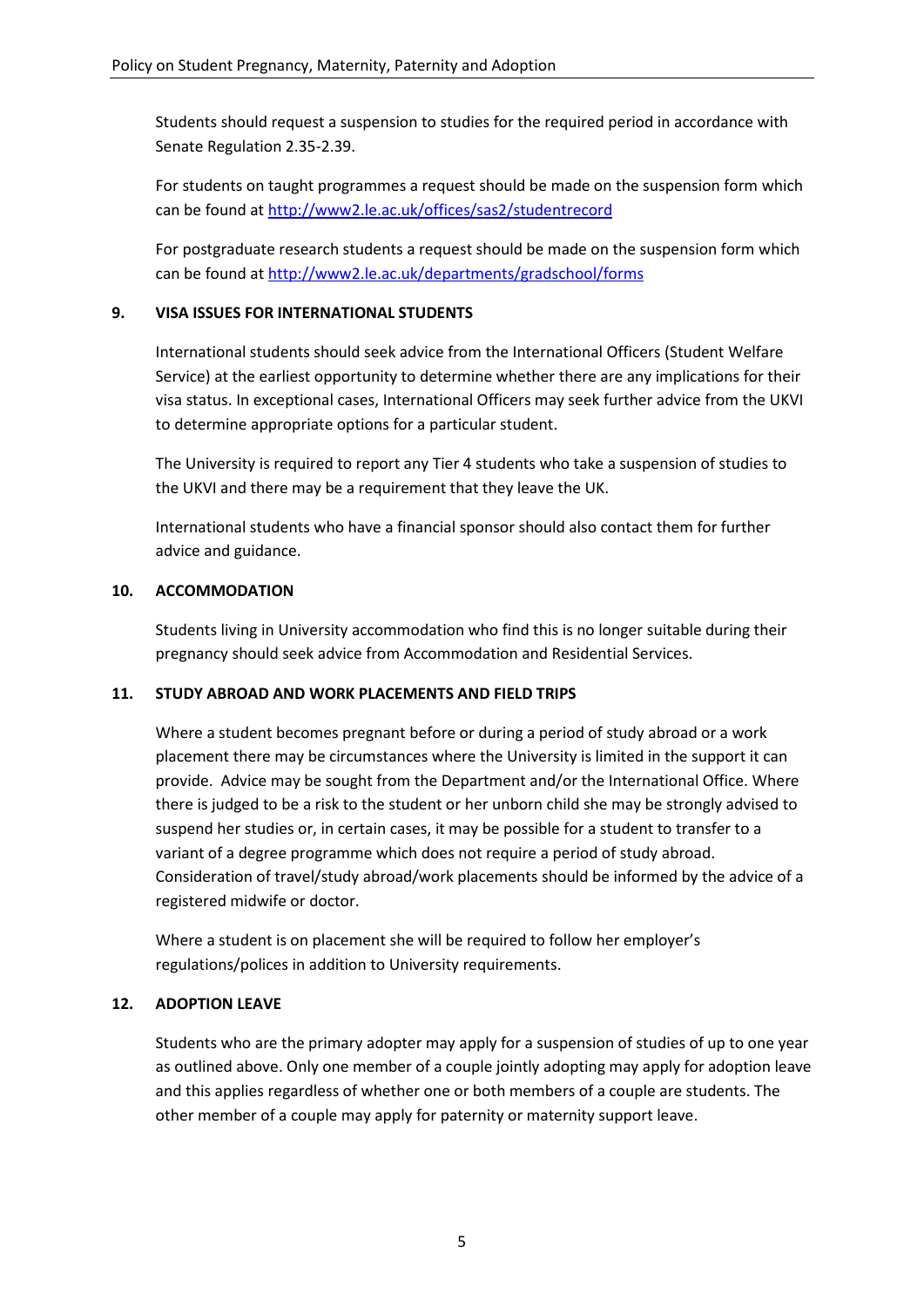Students should request a suspension to studies for the required period in accordance with Senate Regulation 2.35-2.39.

For students on taught programmes a request should be made on the suspension form which can be found at [http://www2.le.ac.uk/offices/sas2/studentrecord](http://www2.le.ac.uk/offices/sas2/studentrecord)

For postgraduate research students a request should be made on the suspension form which can be found at [http://www2.le.ac.uk/departments/gradschool/forms](http://www2.le.ac.uk/departments/gradschool/forms)

## 9. VISA ISSUES FOR INTERNATIONAL STUDENTS

International students should seek advice from the International Officers (Student Welfare Service) at the earliest opportunity to determine whether there are any implications for their visa status. In exceptional cases, International Officers may seek further advice from the UKVI to determine appropriate options for a particular student.

The University is required to report any Tier 4 students who take a suspension of studies to the UKVI and there may be a requirement that they leave the UK.

International students who have a financial sponsor should also contact them for further advice and guidance.

## 10. ACCOMMODATION

Students living in University accommodation who find this is no longer suitable during their pregnancy should seek advice from Accommodation and Residential Services.

## 11. STUDY ABROAD AND WORK PLACEMENTS AND FIELD TRIPS

Where a student becomes pregnant before or during a period of study abroad or a work placement there may be circumstances where the University is limited in the support it can provide. Advice may be sought from the Department and/or the International Office. Where there is judged to be a risk to the student or her unborn child she may be strongly advised to suspend her studies or, in certain cases, it may be possible for a student to transfer to a variant of a degree programme which does not require a period of study abroad. Consideration of travel/study abroad/work placements should be informed by the advice of a registered midwife or doctor.

Where a student is on placement she will be required to follow her employer's regulations/polices in addition to University requirements.

## 12. ADOPTION LEAVE

Students who are the primary adopter may apply for a suspension of studies of up to one year as outlined above. Only one member of a couple jointly adopting may apply for adoption leave and this applies regardless of whether one or both members of a couple are students. The other member of a couple may apply for paternity or maternity support leave.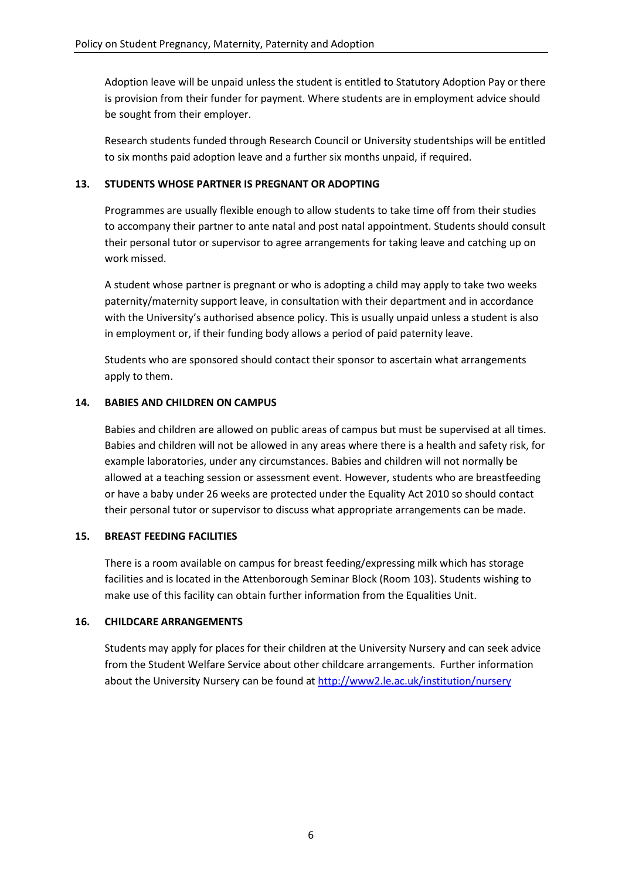Adoption leave will be unpaid unless the student is entitled to Statutory Adoption Pay or there is provision from their funder for payment. Where students are in employment advice should be sought from their employer.

Research students funded through Research Council or University studentships will be entitled to six months paid adoption leave and a further six months unpaid, if required.

## 13. STUDENTS WHOSE PARTNER IS PREGNANT OR ADOPTING

Programmes are usually flexible enough to allow students to take time off from their studies to accompany their partner to ante natal and post natal appointment. Students should consult their personal tutor or supervisor to agree arrangements for taking leave and catching up on work missed.

A student whose partner is pregnant or who is adopting a child may apply to take two weeks paternity/maternity support leave, in consultation with their department and in accordance with the University's authorised absence policy. This is usually unpaid unless a student is also in employment or, if their funding body allows a period of paid paternity leave.

Students who are sponsored should contact their sponsor to ascertain what arrangements apply to them.

## 14. BABIES AND CHILDREN ON CAMPUS

Babies and children are allowed on public areas of campus but must be supervised at all times. Babies and children will not be allowed in any areas where there is a health and safety risk, for example laboratories, under any circumstances. Babies and children will not normally be allowed at a teaching session or assessment event. However, students who are breastfeeding or have a baby under 26 weeks are protected under the Equality Act 2010 so should contact their personal tutor or supervisor to discuss what appropriate arrangements can be made.

## 15. BREAST FEEDING FACILITIES

There is a room available on campus for breast feeding/expressing milk which has storage facilities and is located in the Attenborough Seminar Block (Room 103). Students wishing to make use of this facility can obtain further information from the Equalities Unit.

## 16. CHILDCARE ARRANGEMENTS

Students may apply for places for their children at the University Nursery and can seek advice from the Student Welfare Service about other childcare arrangements. Further information about the University Nursery can be found at http://www2.le.ac.uk/institution/nursery